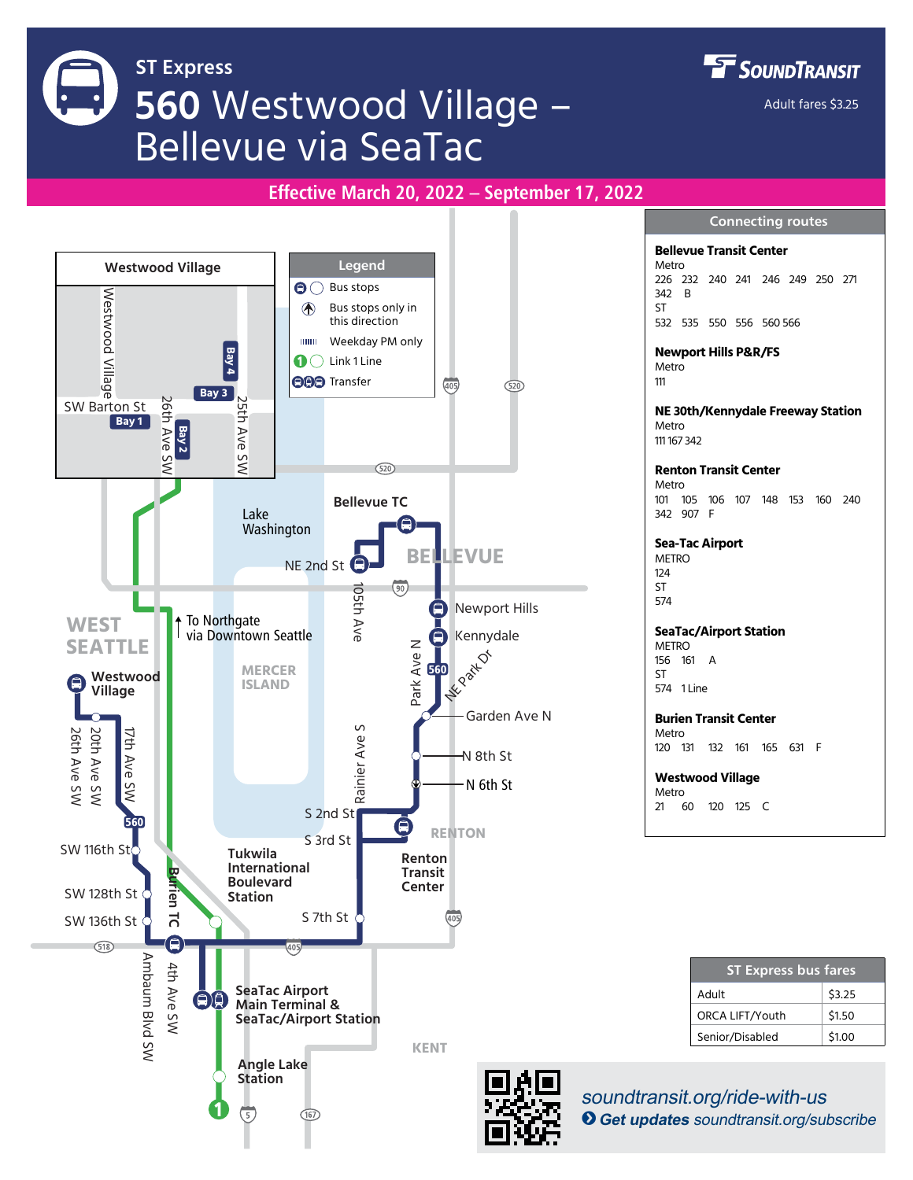# ST Express

# 560 Westwood Village – Bellevue via SeaTac

SoundTransit

Adult fares $3.25

**Effective March 20, 2022 – September 17, 2022**

## Connecting routes

**Bellevue Transit Center**
Metro
226 232 240 241 246 249 250 271 342 B
ST
532 535 550 556 560 566

**Newport Hills P&R/FS**
Metro
111

**NE 30th/Kennydale Freeway Station**
Metro
111 167 342

**Renton Transit Center**
Metro
101 105 106 107 148 153 160 240 342 907 F

**Sea-Tac Airport**
METRO
124
ST
574

**SeaTac/Airport Station**
METRO
156 161 A
ST
574 1 Line

**Burien Transit Center**
Metro
120 131 132 161 165 631 F

**Westwood Village**
Metro
21 60 120 125 C

## Westwood Village

SW Barton St, Bay 1, Bay 2, Bay 3, Bay 4, Westwood Village, 26th Ave SW, 25th Ave SW

## Legend

- Bus stops
- Bus stops only in this direction
- Weekday PM only
- Link 1 Line
- Transfer

Bellevue TC, NE 2nd St, 105th Ave, BELLEVUE, Newport Hills, Kennydale, Park Ave N, NE Park Dr, Garden Ave N, N 8th St, N 6th St, Rainier Ave S, S 2nd St, S 3rd St, S 7th St, RENTON, Renton Transit Center, Lake Washington, MERCER ISLAND, To Northgate via Downtown Seattle, WEST SEATTLE, Westwood Village, 26th Ave SW, 20th Ave SW, 17th Ave SW, SW 116th St, SW 128th St, SW 136th St, Burien TC, Tukwila International Boulevard Station, Ambaum Blvd SW, 4th Ave SW, SeaTac Airport Main Terminal & SeaTac/Airport Station, Angle Lake Station, KENT

## ST Express bus fares

| ST Express bus fares | |
|---|---|
| Adult | $3.25 |
| ORCA LIFT/Youth | $1.50 |
| Senior/Disabled | $1.00 |

*soundtransit.org/ride-with-us*

***Get updates** soundtransit.org/subscribe*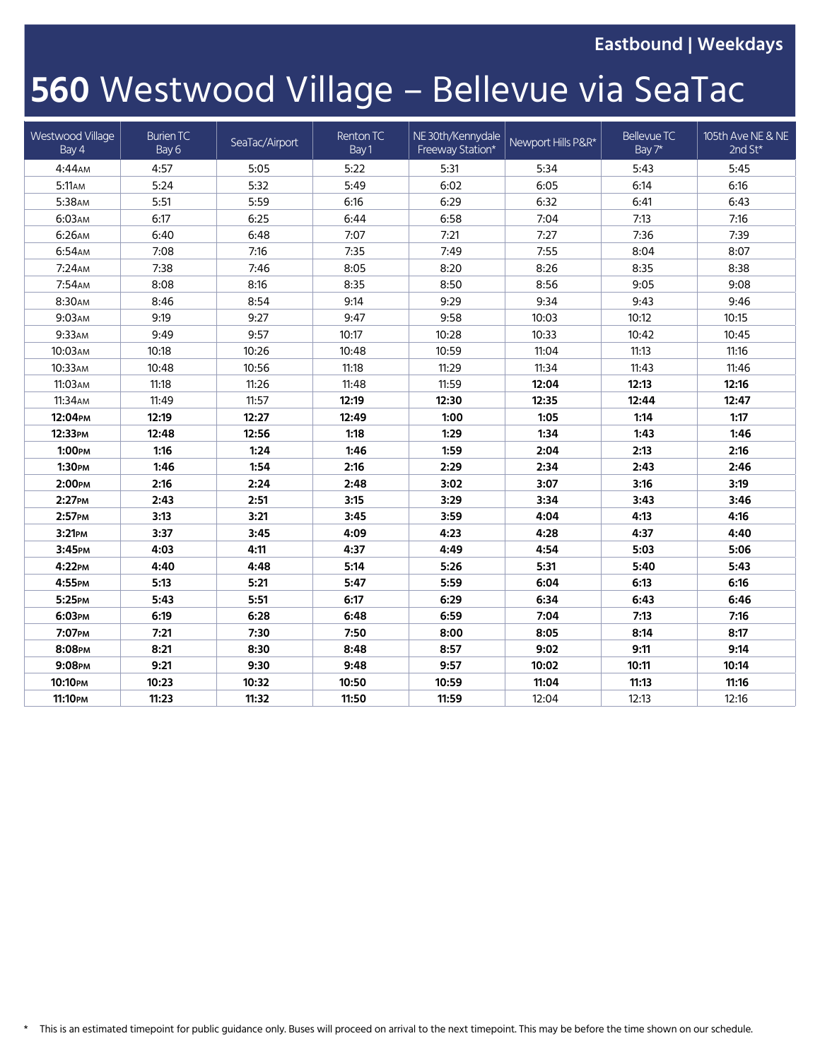**Eastbound | Weekdays**

# 560 Westwood Village – Bellevue via SeaTac

| Westwood Village Bay 4 | Burien TC Bay 6 | SeaTac/Airport | Renton TC Bay 1 | NE 30th/Kennydale Freeway Station* | Newport Hills P&R* | Bellevue TC Bay 7* | 105th Ave NE & NE 2nd St* |
|---|---|---|---|---|---|---|---|
| 4:44AM | 4:57 | 5:05 | 5:22 | 5:31 | 5:34 | 5:43 | 5:45 |
| 5:11AM | 5:24 | 5:32 | 5:49 | 6:02 | 6:05 | 6:14 | 6:16 |
| 5:38AM | 5:51 | 5:59 | 6:16 | 6:29 | 6:32 | 6:41 | 6:43 |
| 6:03AM | 6:17 | 6:25 | 6:44 | 6:58 | 7:04 | 7:13 | 7:16 |
| 6:26AM | 6:40 | 6:48 | 7:07 | 7:21 | 7:27 | 7:36 | 7:39 |
| 6:54AM | 7:08 | 7:16 | 7:35 | 7:49 | 7:55 | 8:04 | 8:07 |
| 7:24AM | 7:38 | 7:46 | 8:05 | 8:20 | 8:26 | 8:35 | 8:38 |
| 7:54AM | 8:08 | 8:16 | 8:35 | 8:50 | 8:56 | 9:05 | 9:08 |
| 8:30AM | 8:46 | 8:54 | 9:14 | 9:29 | 9:34 | 9:43 | 9:46 |
| 9:03AM | 9:19 | 9:27 | 9:47 | 9:58 | 10:03 | 10:12 | 10:15 |
| 9:33AM | 9:49 | 9:57 | 10:17 | 10:28 | 10:33 | 10:42 | 10:45 |
| 10:03AM | 10:18 | 10:26 | 10:48 | 10:59 | 11:04 | 11:13 | 11:16 |
| 10:33AM | 10:48 | 10:56 | 11:18 | 11:29 | 11:34 | 11:43 | 11:46 |
| 11:03AM | 11:18 | 11:26 | 11:48 | 11:59 | **12:04** | **12:13** | **12:16** |
| 11:34AM | 11:49 | 11:57 | **12:19** | **12:30** | **12:35** | **12:44** | **12:47** |
| **12:04PM** | **12:19** | **12:27** | **12:49** | **1:00** | **1:05** | **1:14** | **1:17** |
| **12:33PM** | **12:48** | **12:56** | **1:18** | **1:29** | **1:34** | **1:43** | **1:46** |
| **1:00PM** | **1:16** | **1:24** | **1:46** | **1:59** | **2:04** | **2:13** | **2:16** |
| **1:30PM** | **1:46** | **1:54** | **2:16** | **2:29** | **2:34** | **2:43** | **2:46** |
| **2:00PM** | **2:16** | **2:24** | **2:48** | **3:02** | **3:07** | **3:16** | **3:19** |
| **2:27PM** | **2:43** | **2:51** | **3:15** | **3:29** | **3:34** | **3:43** | **3:46** |
| **2:57PM** | **3:13** | **3:21** | **3:45** | **3:59** | **4:04** | **4:13** | **4:16** |
| **3:21PM** | **3:37** | **3:45** | **4:09** | **4:23** | **4:28** | **4:37** | **4:40** |
| **3:45PM** | **4:03** | **4:11** | **4:37** | **4:49** | **4:54** | **5:03** | **5:06** |
| **4:22PM** | **4:40** | **4:48** | **5:14** | **5:26** | **5:31** | **5:40** | **5:43** |
| **4:55PM** | **5:13** | **5:21** | **5:47** | **5:59** | **6:04** | **6:13** | **6:16** |
| **5:25PM** | **5:43** | **5:51** | **6:17** | **6:29** | **6:34** | **6:43** | **6:46** |
| **6:03PM** | **6:19** | **6:28** | **6:48** | **6:59** | **7:04** | **7:13** | **7:16** |
| **7:07PM** | **7:21** | **7:30** | **7:50** | **8:00** | **8:05** | **8:14** | **8:17** |
| **8:08PM** | **8:21** | **8:30** | **8:48** | **8:57** | **9:02** | **9:11** | **9:14** |
| **9:08PM** | **9:21** | **9:30** | **9:48** | **9:57** | **10:02** | **10:11** | **10:14** |
| **10:10PM** | **10:23** | **10:32** | **10:50** | **10:59** | **11:04** | **11:13** | **11:16** |
| **11:10PM** | **11:23** | **11:32** | **11:50** | **11:59** | 12:04 | 12:13 | 12:16 |

* This is an estimated timepoint for public guidance only. Buses will proceed on arrival to the next timepoint. This may be before the time shown on our schedule.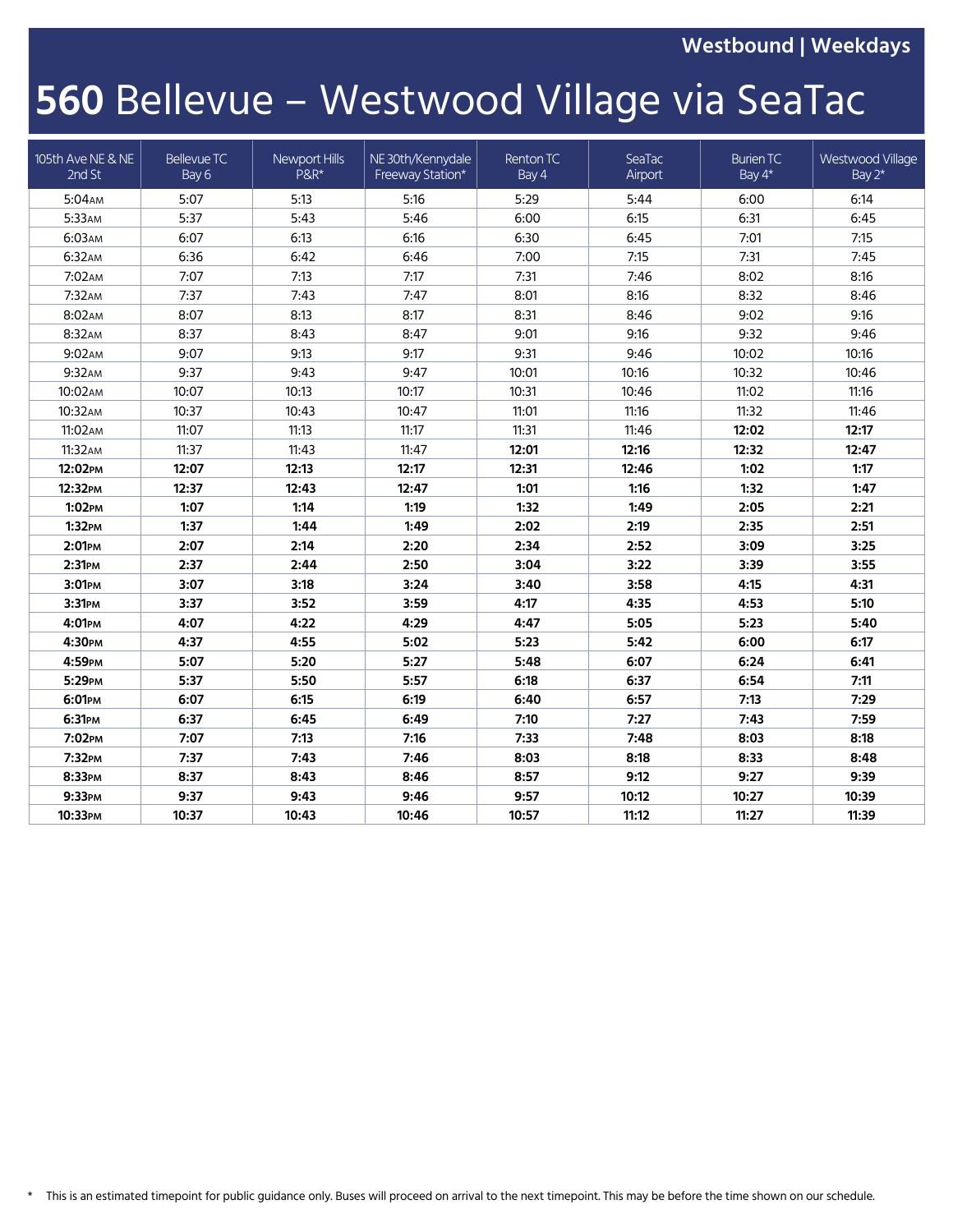Westbound | Weekdays

# 560 Bellevue – Westwood Village via SeaTac

| 105th Ave NE & NE 2nd St | Bellevue TC Bay 6 | Newport Hills P&R* | NE 30th/Kennydale Freeway Station* | Renton TC Bay 4 | SeaTac Airport | Burien TC Bay 4* | Westwood Village Bay 2* |
|---|---|---|---|---|---|---|---|
| 5:04AM | 5:07 | 5:13 | 5:16 | 5:29 | 5:44 | 6:00 | 6:14 |
| 5:33AM | 5:37 | 5:43 | 5:46 | 6:00 | 6:15 | 6:31 | 6:45 |
| 6:03AM | 6:07 | 6:13 | 6:16 | 6:30 | 6:45 | 7:01 | 7:15 |
| 6:32AM | 6:36 | 6:42 | 6:46 | 7:00 | 7:15 | 7:31 | 7:45 |
| 7:02AM | 7:07 | 7:13 | 7:17 | 7:31 | 7:46 | 8:02 | 8:16 |
| 7:32AM | 7:37 | 7:43 | 7:47 | 8:01 | 8:16 | 8:32 | 8:46 |
| 8:02AM | 8:07 | 8:13 | 8:17 | 8:31 | 8:46 | 9:02 | 9:16 |
| 8:32AM | 8:37 | 8:43 | 8:47 | 9:01 | 9:16 | 9:32 | 9:46 |
| 9:02AM | 9:07 | 9:13 | 9:17 | 9:31 | 9:46 | 10:02 | 10:16 |
| 9:32AM | 9:37 | 9:43 | 9:47 | 10:01 | 10:16 | 10:32 | 10:46 |
| 10:02AM | 10:07 | 10:13 | 10:17 | 10:31 | 10:46 | 11:02 | 11:16 |
| 10:32AM | 10:37 | 10:43 | 10:47 | 11:01 | 11:16 | 11:32 | 11:46 |
| 11:02AM | 11:07 | 11:13 | 11:17 | 11:31 | 11:46 | **12:02** | **12:17** |
| 11:32AM | 11:37 | 11:43 | 11:47 | **12:01** | **12:16** | **12:32** | **12:47** |
| **12:02PM** | **12:07** | **12:13** | **12:17** | **12:31** | **12:46** | **1:02** | **1:17** |
| **12:32PM** | **12:37** | **12:43** | **12:47** | **1:01** | **1:16** | **1:32** | **1:47** |
| **1:02PM** | **1:07** | **1:14** | **1:19** | **1:32** | **1:49** | **2:05** | **2:21** |
| **1:32PM** | **1:37** | **1:44** | **1:49** | **2:02** | **2:19** | **2:35** | **2:51** |
| **2:01PM** | **2:07** | **2:14** | **2:20** | **2:34** | **2:52** | **3:09** | **3:25** |
| **2:31PM** | **2:37** | **2:44** | **2:50** | **3:04** | **3:22** | **3:39** | **3:55** |
| **3:01PM** | **3:07** | **3:18** | **3:24** | **3:40** | **3:58** | **4:15** | **4:31** |
| **3:31PM** | **3:37** | **3:52** | **3:59** | **4:17** | **4:35** | **4:53** | **5:10** |
| **4:01PM** | **4:07** | **4:22** | **4:29** | **4:47** | **5:05** | **5:23** | **5:40** |
| **4:30PM** | **4:37** | **4:55** | **5:02** | **5:23** | **5:42** | **6:00** | **6:17** |
| **4:59PM** | **5:07** | **5:20** | **5:27** | **5:48** | **6:07** | **6:24** | **6:41** |
| **5:29PM** | **5:37** | **5:50** | **5:57** | **6:18** | **6:37** | **6:54** | **7:11** |
| **6:01PM** | **6:07** | **6:15** | **6:19** | **6:40** | **6:57** | **7:13** | **7:29** |
| **6:31PM** | **6:37** | **6:45** | **6:49** | **7:10** | **7:27** | **7:43** | **7:59** |
| **7:02PM** | **7:07** | **7:13** | **7:16** | **7:33** | **7:48** | **8:03** | **8:18** |
| **7:32PM** | **7:37** | **7:43** | **7:46** | **8:03** | **8:18** | **8:33** | **8:48** |
| **8:33PM** | **8:37** | **8:43** | **8:46** | **8:57** | **9:12** | **9:27** | **9:39** |
| **9:33PM** | **9:37** | **9:43** | **9:46** | **9:57** | **10:12** | **10:27** | **10:39** |
| **10:33PM** | **10:37** | **10:43** | **10:46** | **10:57** | **11:12** | **11:27** | **11:39** |

\* This is an estimated timepoint for public guidance only. Buses will proceed on arrival to the next timepoint. This may be before the time shown on our schedule.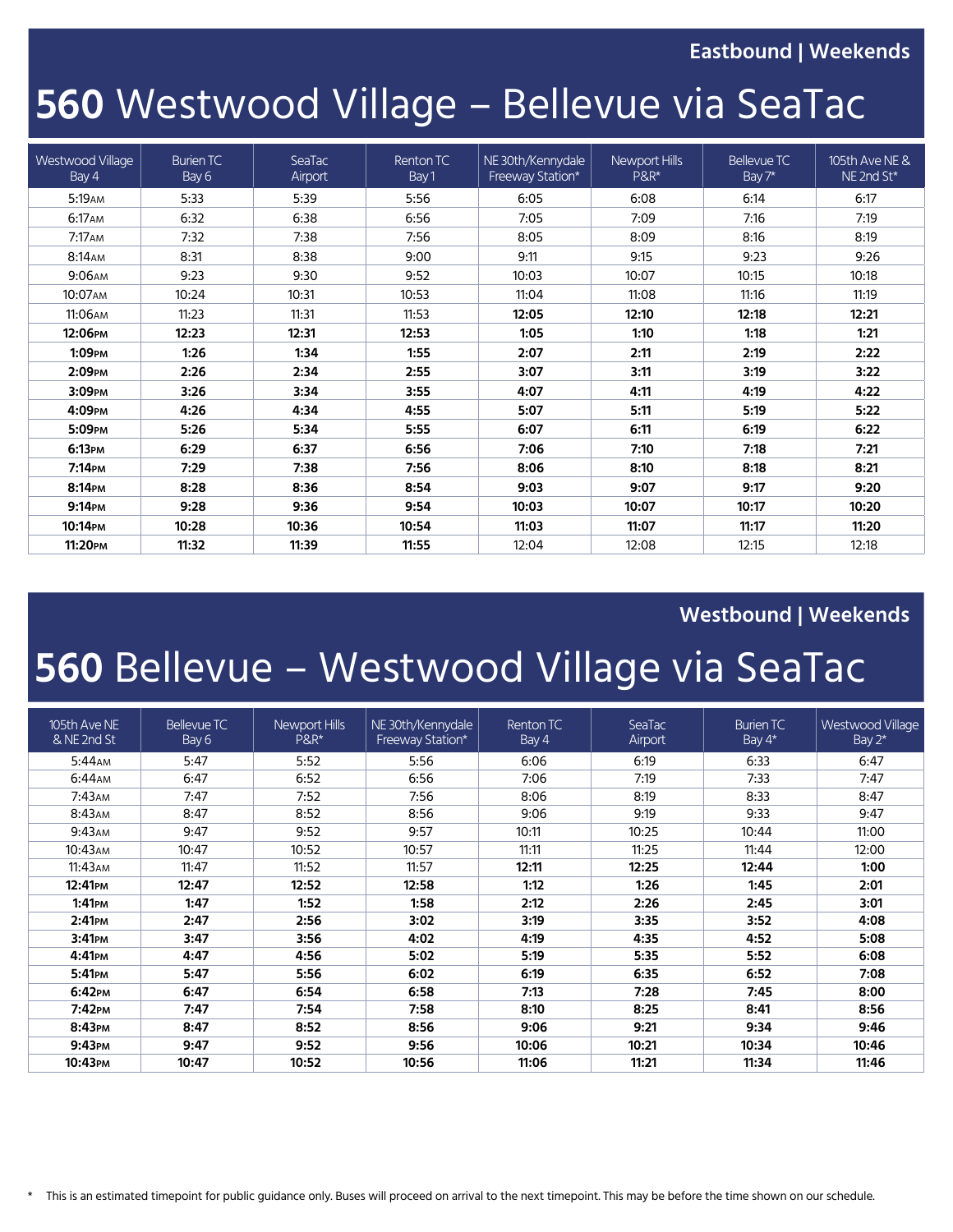Eastbound | Weekends

# **560** Westwood Village – Bellevue via SeaTac

| Westwood Village Bay 4 | Burien TC Bay 6 | SeaTac Airport | Renton TC Bay 1 | NE 30th/Kennydale Freeway Station* | Newport Hills P&R* | Bellevue TC Bay 7* | 105th Ave NE & NE 2nd St* |
|---|---|---|---|---|---|---|---|
| 5:19AM | 5:33 | 5:39 | 5:56 | 6:05 | 6:08 | 6:14 | 6:17 |
| 6:17AM | 6:32 | 6:38 | 6:56 | 7:05 | 7:09 | 7:16 | 7:19 |
| 7:17AM | 7:32 | 7:38 | 7:56 | 8:05 | 8:09 | 8:16 | 8:19 |
| 8:14AM | 8:31 | 8:38 | 9:00 | 9:11 | 9:15 | 9:23 | 9:26 |
| 9:06AM | 9:23 | 9:30 | 9:52 | 10:03 | 10:07 | 10:15 | 10:18 |
| 10:07AM | 10:24 | 10:31 | 10:53 | 11:04 | 11:08 | 11:16 | 11:19 |
| 11:06AM | 11:23 | 11:31 | 11:53 | **12:05** | **12:10** | **12:18** | **12:21** |
| **12:06PM** | **12:23** | **12:31** | **12:53** | **1:05** | **1:10** | **1:18** | **1:21** |
| **1:09PM** | **1:26** | **1:34** | **1:55** | **2:07** | **2:11** | **2:19** | **2:22** |
| **2:09PM** | **2:26** | **2:34** | **2:55** | **3:07** | **3:11** | **3:19** | **3:22** |
| **3:09PM** | **3:26** | **3:34** | **3:55** | **4:07** | **4:11** | **4:19** | **4:22** |
| **4:09PM** | **4:26** | **4:34** | **4:55** | **5:07** | **5:11** | **5:19** | **5:22** |
| **5:09PM** | **5:26** | **5:34** | **5:55** | **6:07** | **6:11** | **6:19** | **6:22** |
| **6:13PM** | **6:29** | **6:37** | **6:56** | **7:06** | **7:10** | **7:18** | **7:21** |
| **7:14PM** | **7:29** | **7:38** | **7:56** | **8:06** | **8:10** | **8:18** | **8:21** |
| **8:14PM** | **8:28** | **8:36** | **8:54** | **9:03** | **9:07** | **9:17** | **9:20** |
| **9:14PM** | **9:28** | **9:36** | **9:54** | **10:03** | **10:07** | **10:17** | **10:20** |
| **10:14PM** | **10:28** | **10:36** | **10:54** | **11:03** | **11:07** | **11:17** | **11:20** |
| **11:20PM** | **11:32** | **11:39** | **11:55** | 12:04 | 12:08 | 12:15 | 12:18 |

Westbound | Weekends

# **560** Bellevue – Westwood Village via SeaTac

| 105th Ave NE & NE 2nd St | Bellevue TC Bay 6 | Newport Hills P&R* | NE 30th/Kennydale Freeway Station* | Renton TC Bay 4 | SeaTac Airport | Burien TC Bay 4* | Westwood Village Bay 2* |
|---|---|---|---|---|---|---|---|
| 5:44AM | 5:47 | 5:52 | 5:56 | 6:06 | 6:19 | 6:33 | 6:47 |
| 6:44AM | 6:47 | 6:52 | 6:56 | 7:06 | 7:19 | 7:33 | 7:47 |
| 7:43AM | 7:47 | 7:52 | 7:56 | 8:06 | 8:19 | 8:33 | 8:47 |
| 8:43AM | 8:47 | 8:52 | 8:56 | 9:06 | 9:19 | 9:33 | 9:47 |
| 9:43AM | 9:47 | 9:52 | 9:57 | 10:11 | 10:25 | 10:44 | 11:00 |
| 10:43AM | 10:47 | 10:52 | 10:57 | 11:11 | 11:25 | 11:44 | 12:00 |
| 11:43AM | 11:47 | 11:52 | 11:57 | **12:11** | **12:25** | **12:44** | **1:00** |
| **12:41PM** | **12:47** | **12:52** | **12:58** | **1:12** | **1:26** | **1:45** | **2:01** |
| **1:41PM** | **1:47** | **1:52** | **1:58** | **2:12** | **2:26** | **2:45** | **3:01** |
| **2:41PM** | **2:47** | **2:56** | **3:02** | **3:19** | **3:35** | **3:52** | **4:08** |
| **3:41PM** | **3:47** | **3:56** | **4:02** | **4:19** | **4:35** | **4:52** | **5:08** |
| **4:41PM** | **4:47** | **4:56** | **5:02** | **5:19** | **5:35** | **5:52** | **6:08** |
| **5:41PM** | **5:47** | **5:56** | **6:02** | **6:19** | **6:35** | **6:52** | **7:08** |
| **6:42PM** | **6:47** | **6:54** | **6:58** | **7:13** | **7:28** | **7:45** | **8:00** |
| **7:42PM** | **7:47** | **7:54** | **7:58** | **8:10** | **8:25** | **8:41** | **8:56** |
| **8:43PM** | **8:47** | **8:52** | **8:56** | **9:06** | **9:21** | **9:34** | **9:46** |
| **9:43PM** | **9:47** | **9:52** | **9:56** | **10:06** | **10:21** | **10:34** | **10:46** |
| **10:43PM** | **10:47** | **10:52** | **10:56** | **11:06** | **11:21** | **11:34** | **11:46** |

\* This is an estimated timepoint for public guidance only. Buses will proceed on arrival to the next timepoint. This may be before the time shown on our schedule.